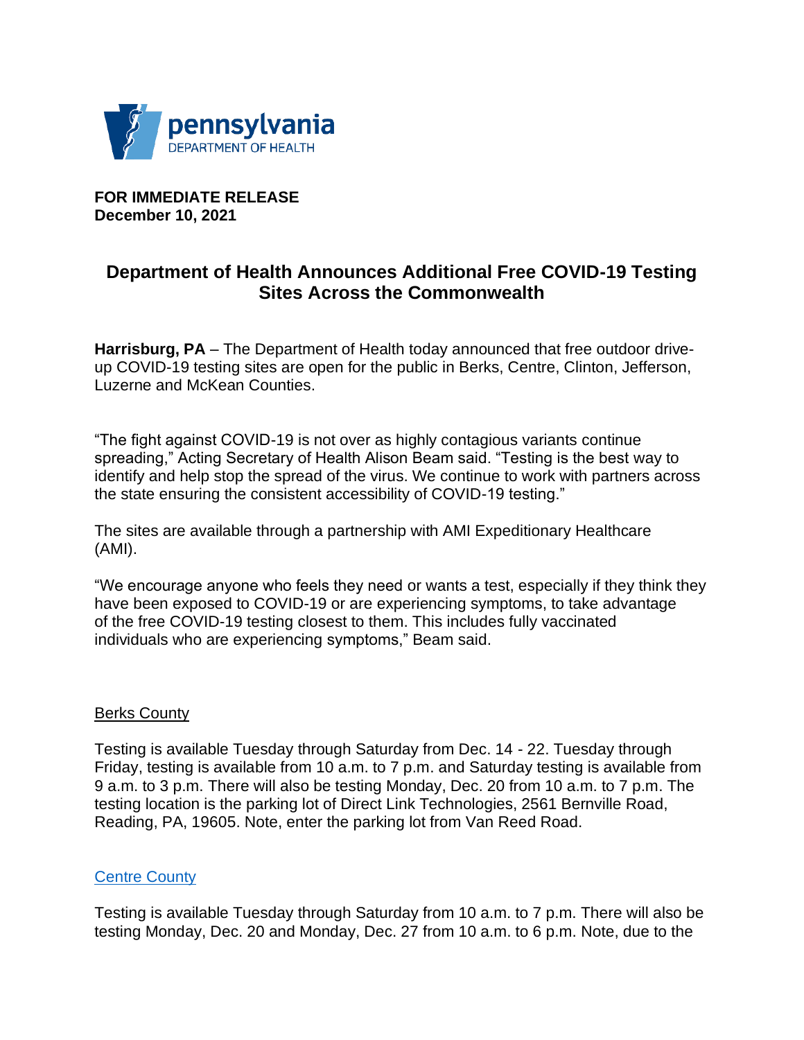pennsylvania
DEPARTMENT OF HEALTH

**FOR IMMEDIATE RELEASE**
**December 10, 2021**

# Department of Health Announces Additional Free COVID-19 Testing Sites Across the Commonwealth

**Harrisburg, PA** – The Department of Health today announced that free outdoor drive-up COVID-19 testing sites are open for the public in Berks, Centre, Clinton, Jefferson, Luzerne and McKean Counties.

"The fight against COVID-19 is not over as highly contagious variants continue spreading," Acting Secretary of Health Alison Beam said. "Testing is the best way to identify and help stop the spread of the virus. We continue to work with partners across the state ensuring the consistent accessibility of COVID-19 testing."

The sites are available through a partnership with AMI Expeditionary Healthcare (AMI).

"We encourage anyone who feels they need or wants a test, especially if they think they have been exposed to COVID-19 or are experiencing symptoms, to take advantage of the free COVID-19 testing closest to them. This includes fully vaccinated individuals who are experiencing symptoms," Beam said.

## Berks County

Testing is available Tuesday through Saturday from Dec. 14 - 22. Tuesday through Friday, testing is available from 10 a.m. to 7 p.m. and Saturday testing is available from 9 a.m. to 3 p.m. There will also be testing Monday, Dec. 20 from 10 a.m. to 7 p.m. The testing location is the parking lot of Direct Link Technologies, 2561 Bernville Road, Reading, PA, 19605. Note, enter the parking lot from Van Reed Road.

## Centre County

Testing is available Tuesday through Saturday from 10 a.m. to 7 p.m. There will also be testing Monday, Dec. 20 and Monday, Dec. 27 from 10 a.m. to 6 p.m. Note, due to the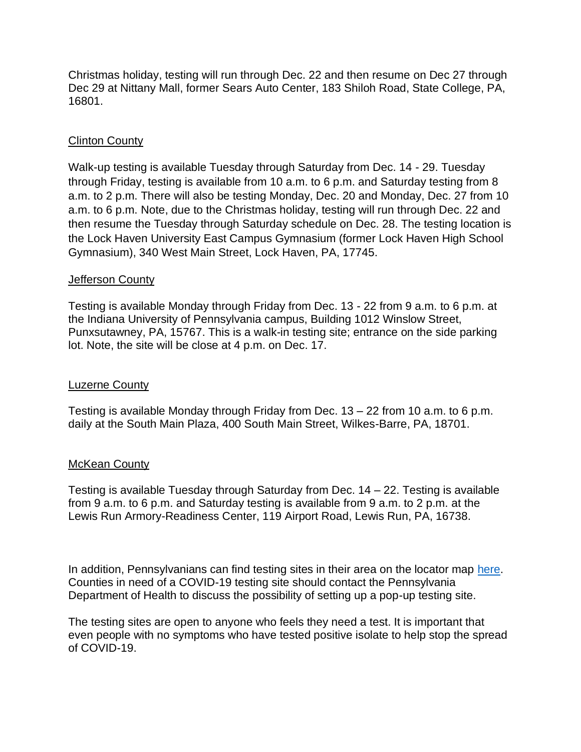Christmas holiday, testing will run through Dec. 22 and then resume on Dec 27 through Dec 29 at Nittany Mall, former Sears Auto Center, 183 Shiloh Road, State College, PA, 16801.

## Clinton County

Walk-up testing is available Tuesday through Saturday from Dec. 14 - 29. Tuesday through Friday, testing is available from 10 a.m. to 6 p.m. and Saturday testing from 8 a.m. to 2 p.m. There will also be testing Monday, Dec. 20 and Monday, Dec. 27 from 10 a.m. to 6 p.m. Note, due to the Christmas holiday, testing will run through Dec. 22 and then resume the Tuesday through Saturday schedule on Dec. 28. The testing location is the Lock Haven University East Campus Gymnasium (former Lock Haven High School Gymnasium), 340 West Main Street, Lock Haven, PA, 17745.

## Jefferson County

Testing is available Monday through Friday from Dec. 13 - 22 from 9 a.m. to 6 p.m. at the Indiana University of Pennsylvania campus, Building 1012 Winslow Street, Punxsutawney, PA, 15767. This is a walk-in testing site; entrance on the side parking lot. Note, the site will be close at 4 p.m. on Dec. 17.

## Luzerne County

Testing is available Monday through Friday from Dec. 13 – 22 from 10 a.m. to 6 p.m. daily at the South Main Plaza, 400 South Main Street, Wilkes-Barre, PA, 18701.

## McKean County

Testing is available Tuesday through Saturday from Dec. 14 – 22. Testing is available from 9 a.m. to 6 p.m. and Saturday testing is available from 9 a.m. to 2 p.m. at the Lewis Run Armory-Readiness Center, 119 Airport Road, Lewis Run, PA, 16738.

In addition, Pennsylvanians can find testing sites in their area on the locator map [here](). Counties in need of a COVID-19 testing site should contact the Pennsylvania Department of Health to discuss the possibility of setting up a pop-up testing site.

The testing sites are open to anyone who feels they need a test. It is important that even people with no symptoms who have tested positive isolate to help stop the spread of COVID-19.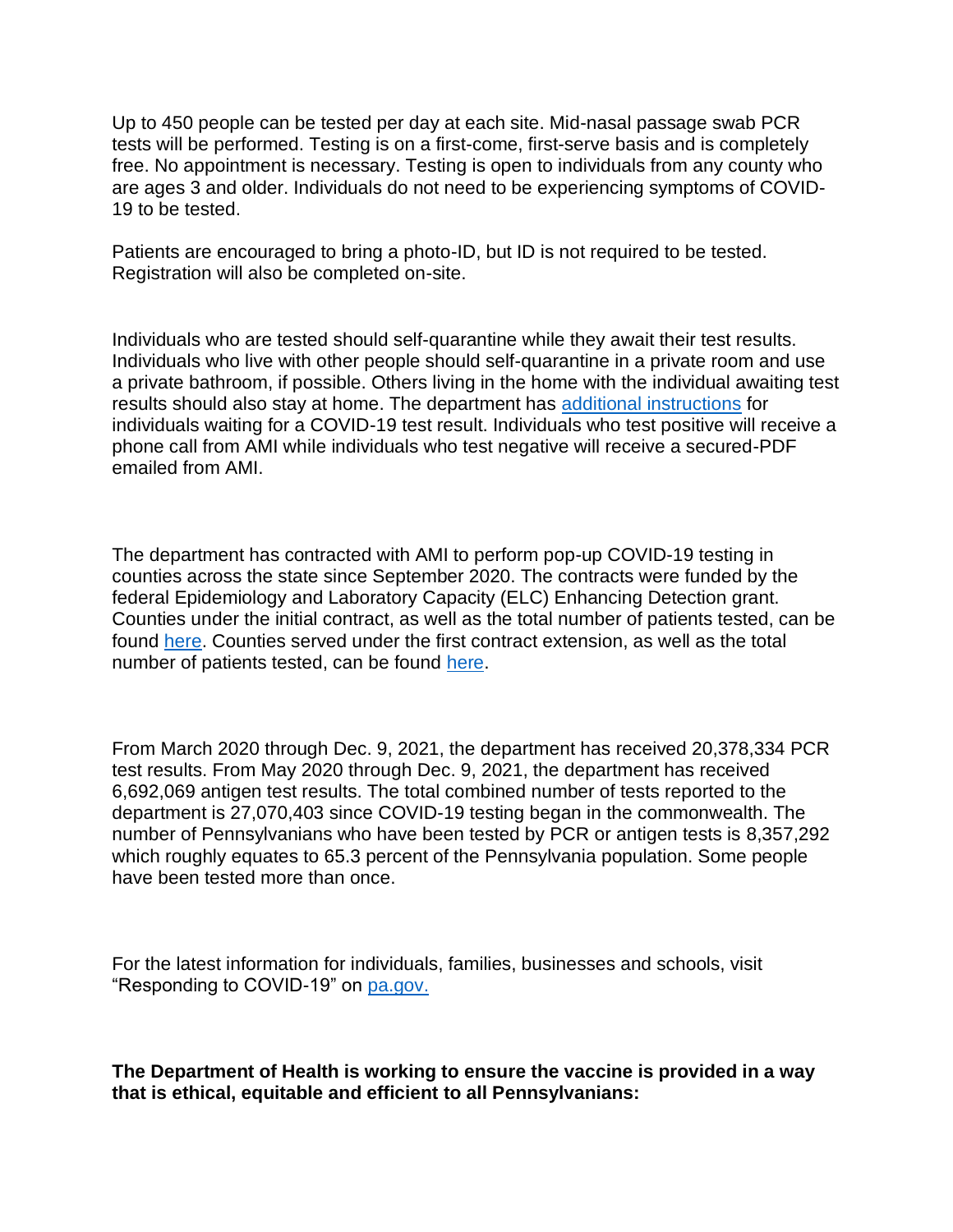Up to 450 people can be tested per day at each site. Mid-nasal passage swab PCR tests will be performed. Testing is on a first-come, first-serve basis and is completely free. No appointment is necessary. Testing is open to individuals from any county who are ages 3 and older. Individuals do not need to be experiencing symptoms of COVID-19 to be tested.

Patients are encouraged to bring a photo-ID, but ID is not required to be tested. Registration will also be completed on-site.

Individuals who are tested should self-quarantine while they await their test results. Individuals who live with other people should self-quarantine in a private room and use a private bathroom, if possible. Others living in the home with the individual awaiting test results should also stay at home. The department has additional instructions for individuals waiting for a COVID-19 test result. Individuals who test positive will receive a phone call from AMI while individuals who test negative will receive a secured-PDF emailed from AMI.

The department has contracted with AMI to perform pop-up COVID-19 testing in counties across the state since September 2020. The contracts were funded by the federal Epidemiology and Laboratory Capacity (ELC) Enhancing Detection grant. Counties under the initial contract, as well as the total number of patients tested, can be found here. Counties served under the first contract extension, as well as the total number of patients tested, can be found here.

From March 2020 through Dec. 9, 2021, the department has received 20,378,334 PCR test results. From May 2020 through Dec. 9, 2021, the department has received 6,692,069 antigen test results. The total combined number of tests reported to the department is 27,070,403 since COVID-19 testing began in the commonwealth. The number of Pennsylvanians who have been tested by PCR or antigen tests is 8,357,292 which roughly equates to 65.3 percent of the Pennsylvania population. Some people have been tested more than once.

For the latest information for individuals, families, businesses and schools, visit "Responding to COVID-19" on pa.gov.

**The Department of Health is working to ensure the vaccine is provided in a way that is ethical, equitable and efficient to all Pennsylvanians:**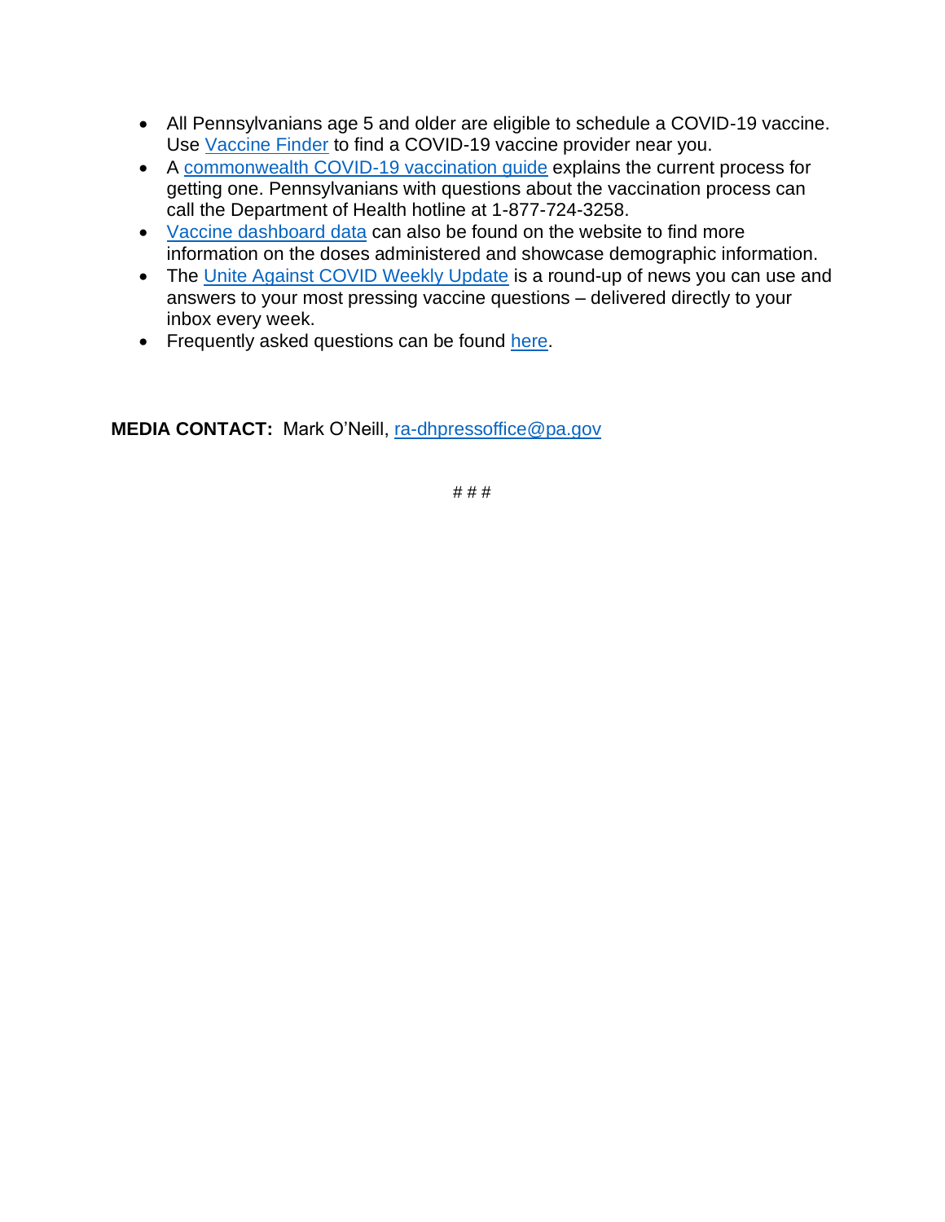- All Pennsylvanians age 5 and older are eligible to schedule a COVID-19 vaccine. Use Vaccine Finder to find a COVID-19 vaccine provider near you.
- A commonwealth COVID-19 vaccination guide explains the current process for getting one. Pennsylvanians with questions about the vaccination process can call the Department of Health hotline at 1-877-724-3258.
- Vaccine dashboard data can also be found on the website to find more information on the doses administered and showcase demographic information.
- The Unite Against COVID Weekly Update is a round-up of news you can use and answers to your most pressing vaccine questions – delivered directly to your inbox every week.
- Frequently asked questions can be found here.

**MEDIA CONTACT:** Mark O'Neill, ra-dhpressoffice@pa.gov

# # #